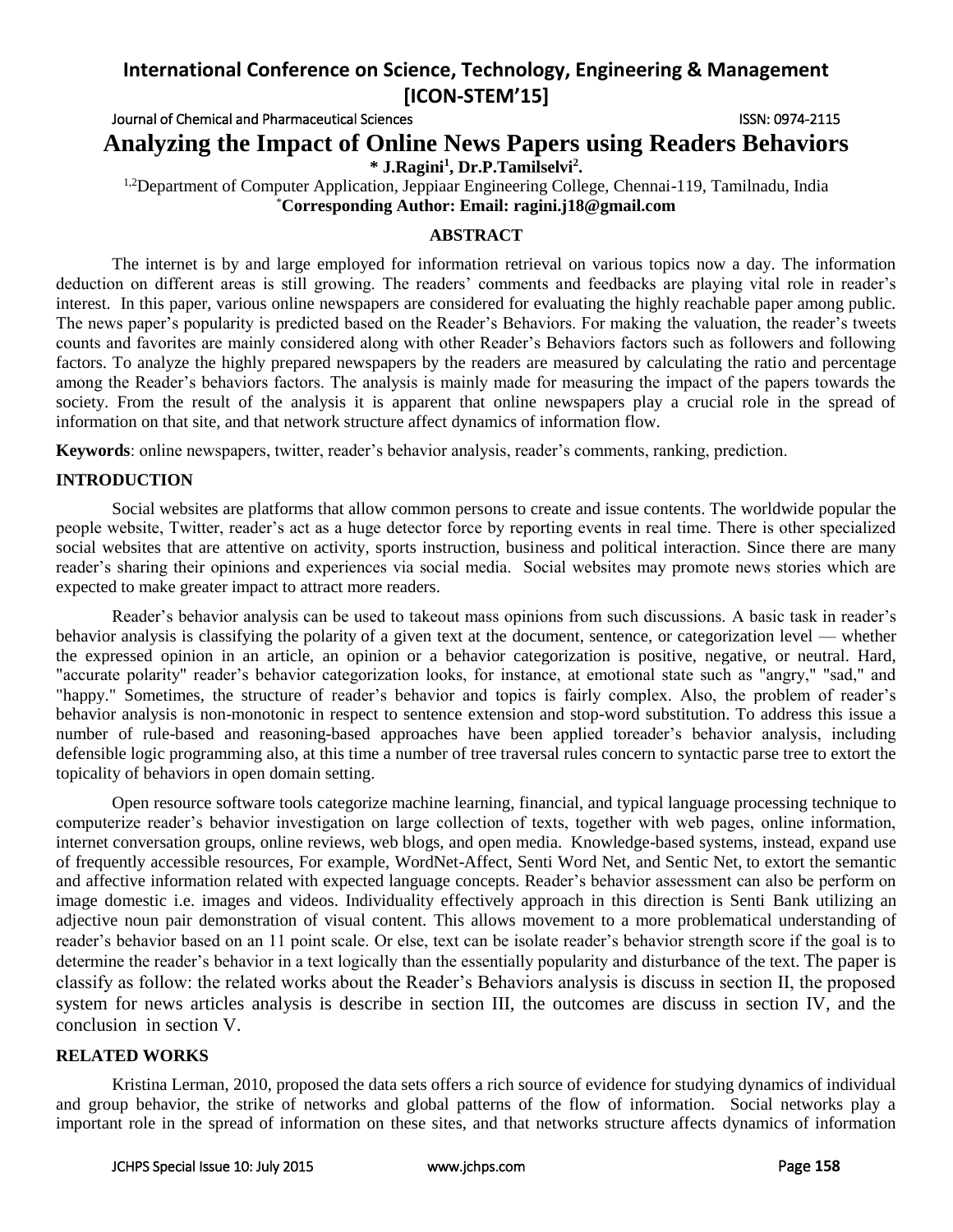# Analyzing the Impact of Online News Papers using Readers Behaviors

**\* J.Ragini[1], Dr.P.Tamilselvi[2].**

[1,2]Department of Computer Application, Jeppiaar Engineering College, Chennai-119, Tamilnadu, India

[*]**Corresponding Author: Email: ragini.j18@gmail.com**

## ABSTRACT

The internet is by and large employed for information retrieval on various topics now a day. The information deduction on different areas is still growing. The readers' comments and feedbacks are playing vital role in reader's interest. In this paper, various online newspapers are considered for evaluating the highly reachable paper among public. The news paper's popularity is predicted based on the Reader's Behaviors. For making the valuation, the reader's tweets counts and favorites are mainly considered along with other Reader's Behaviors factors such as followers and following factors. To analyze the highly prepared newspapers by the readers are measured by calculating the ratio and percentage among the Reader's behaviors factors. The analysis is mainly made for measuring the impact of the papers towards the society. From the result of the analysis it is apparent that online newspapers play a crucial role in the spread of information on that site, and that network structure affect dynamics of information flow.

**Keywords**: online newspapers, twitter, reader's behavior analysis, reader's comments, ranking, prediction.

## INTRODUCTION

Social websites are platforms that allow common persons to create and issue contents. The worldwide popular the people website, Twitter, reader's act as a huge detector force by reporting events in real time. There is other specialized social websites that are attentive on activity, sports instruction, business and political interaction. Since there are many reader's sharing their opinions and experiences via social media. Social websites may promote news stories which are expected to make greater impact to attract more readers.

Reader's behavior analysis can be used to takeout mass opinions from such discussions. A basic task in reader's behavior analysis is classifying the polarity of a given text at the document, sentence, or categorization level — whether the expressed opinion in an article, an opinion or a behavior categorization is positive, negative, or neutral. Hard, "accurate polarity" reader's behavior categorization looks, for instance, at emotional state such as "angry," "sad," and "happy." Sometimes, the structure of reader's behavior and topics is fairly complex. Also, the problem of reader's behavior analysis is non-monotonic in respect to sentence extension and stop-word substitution. To address this issue a number of rule-based and reasoning-based approaches have been applied toreader's behavior analysis, including defensible logic programming also, at this time a number of tree traversal rules concern to syntactic parse tree to extort the topicality of behaviors in open domain setting.

Open resource software tools categorize machine learning, financial, and typical language processing technique to computerize reader's behavior investigation on large collection of texts, together with web pages, online information, internet conversation groups, online reviews, web blogs, and open media. Knowledge-based systems, instead, expand use of frequently accessible resources, For example, WordNet-Affect, Senti Word Net, and Sentic Net, to extort the semantic and affective information related with expected language concepts. Reader's behavior assessment can also be perform on image domestic i.e. images and videos. Individuality effectively approach in this direction is Senti Bank utilizing an adjective noun pair demonstration of visual content. This allows movement to a more problematical understanding of reader's behavior based on an 11 point scale. Or else, text can be isolate reader's behavior strength score if the goal is to determine the reader's behavior in a text logically than the essentially popularity and disturbance of the text. The paper is classify as follow: the related works about the Reader's Behaviors analysis is discuss in section II, the proposed system for news articles analysis is describe in section III, the outcomes are discuss in section IV, and the conclusion in section V.

## RELATED WORKS

Kristina Lerman, 2010, proposed the data sets offers a rich source of evidence for studying dynamics of individual and group behavior, the strike of networks and global patterns of the flow of information. Social networks play a important role in the spread of information on these sites, and that networks structure affects dynamics of information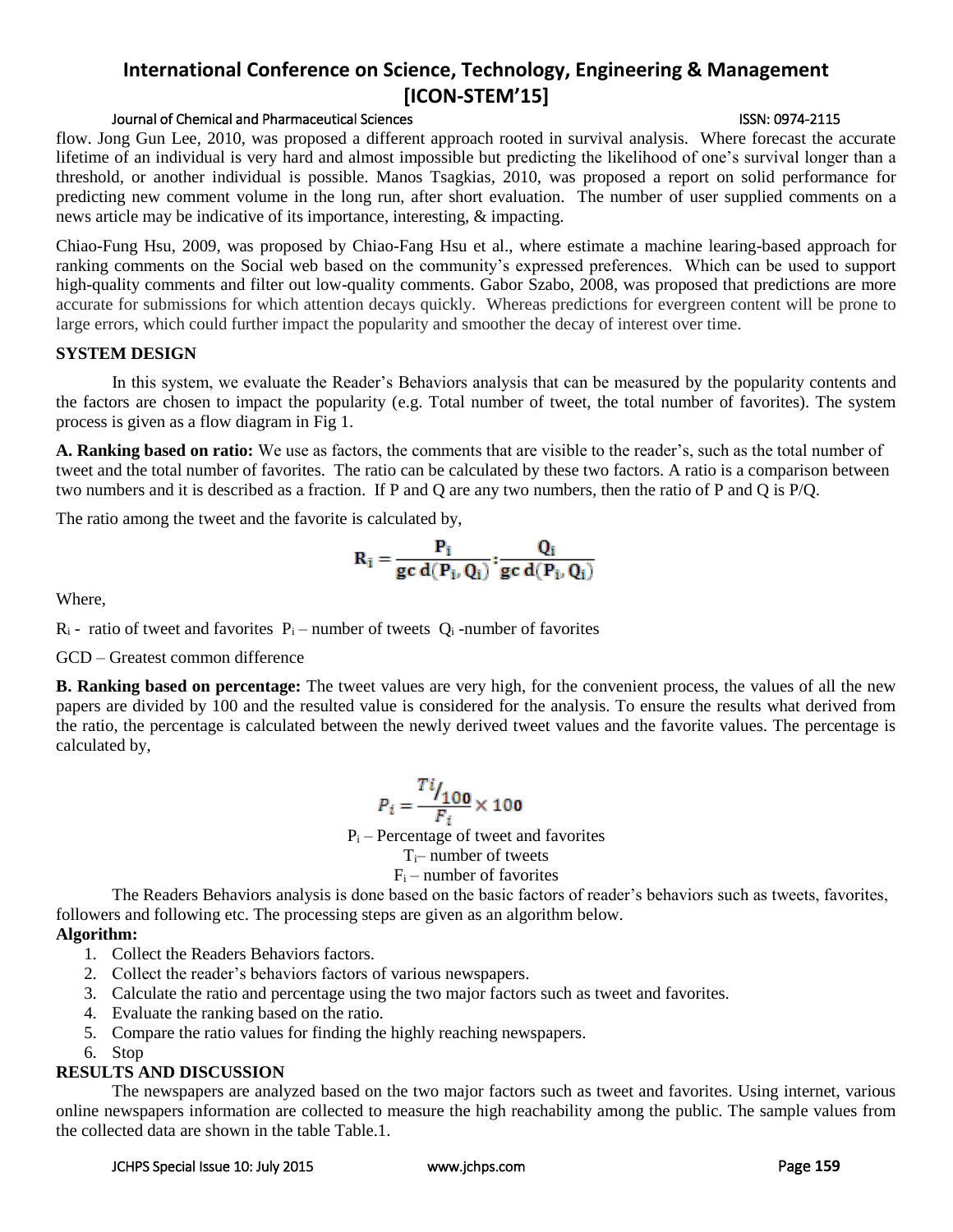flow. Jong Gun Lee, 2010, was proposed a different approach rooted in survival analysis. Where forecast the accurate lifetime of an individual is very hard and almost impossible but predicting the likelihood of one's survival longer than a threshold, or another individual is possible. Manos Tsagkias, 2010, was proposed a report on solid performance for predicting new comment volume in the long run, after short evaluation. The number of user supplied comments on a news article may be indicative of its importance, interesting, & impacting.

Chiao-Fung Hsu, 2009, was proposed by Chiao-Fang Hsu et al., where estimate a machine learing-based approach for ranking comments on the Social web based on the community's expressed preferences. Which can be used to support high-quality comments and filter out low-quality comments. Gabor Szabo, 2008, was proposed that predictions are more accurate for submissions for which attention decays quickly. Whereas predictions for evergreen content will be prone to large errors, which could further impact the popularity and smoother the decay of interest over time.

## SYSTEM DESIGN

In this system, we evaluate the Reader's Behaviors analysis that can be measured by the popularity contents and the factors are chosen to impact the popularity (e.g. Total number of tweet, the total number of favorites). The system process is given as a flow diagram in Fig 1.

**A. Ranking based on ratio:** We use as factors, the comments that are visible to the reader's, such as the total number of tweet and the total number of favorites. The ratio can be calculated by these two factors. A ratio is a comparison between two numbers and it is described as a fraction. If P and Q are any two numbers, then the ratio of P and Q is P/Q.

The ratio among the tweet and the favorite is calculated by,

$$R_i = \frac{P_i}{gc\,d(P_i, Q_i)} : \frac{Q_i}{gc\,d(P_i, Q_i)}$$

Where,

$R_i$ - ratio of tweet and favorites $P_i$ – number of tweets $Q_i$ -number of favorites

GCD – Greatest common difference

**B. Ranking based on percentage:** The tweet values are very high, for the convenient process, the values of all the new papers are divided by 100 and the resulted value is considered for the analysis. To ensure the results what derived from the ratio, the percentage is calculated between the newly derived tweet values and the favorite values. The percentage is calculated by,

$$P_i = \frac{Ti/_{100}}{F_i} \times 100$$

$P_i$ – Percentage of tweet and favorites
$T_i$– number of tweets
$F_i$ – number of favorites

The Readers Behaviors analysis is done based on the basic factors of reader's behaviors such as tweets, favorites, followers and following etc. The processing steps are given as an algorithm below.

**Algorithm:**

1. Collect the Readers Behaviors factors.
2. Collect the reader's behaviors factors of various newspapers.
3. Calculate the ratio and percentage using the two major factors such as tweet and favorites.
4. Evaluate the ranking based on the ratio.
5. Compare the ratio values for finding the highly reaching newspapers.
6. Stop

## RESULTS AND DISCUSSION

The newspapers are analyzed based on the two major factors such as tweet and favorites. Using internet, various online newspapers information are collected to measure the high reachability among the public. The sample values from the collected data are shown in the table Table.1.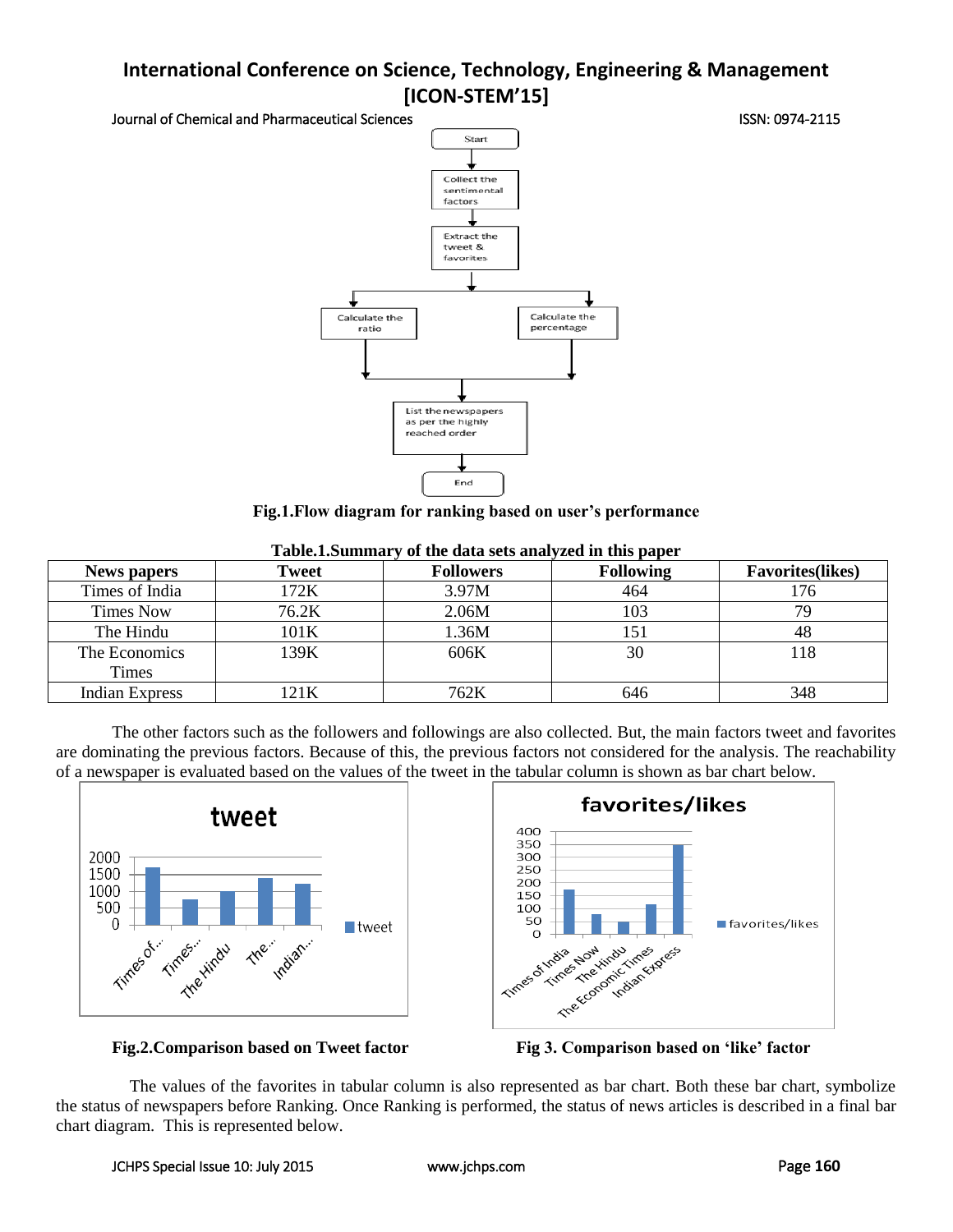**Fig.1.Flow diagram for ranking based on user's performance**

**Table.1.Summary of the data sets analyzed in this paper**

| News papers | Tweet | Followers | Following | Favorites(likes) |
|---|---|---|---|---|
| Times of India | 172K | 3.97M | 464 | 176 |
| Times Now | 76.2K | 2.06M | 103 | 79 |
| The Hindu | 101K | 1.36M | 151 | 48 |
| The Economics Times | 139K | 606K | 30 | 118 |
| Indian Express | 121K | 762K | 646 | 348 |

The other factors such as the followers and followings are also collected. But, the main factors tweet and favorites are dominating the previous factors. Because of this, the previous factors not considered for the analysis. The reachability of a newspaper is evaluated based on the values of the tweet in the tabular column is shown as bar chart below.

**Fig.2.Comparison based on Tweet factor**

**Fig 3. Comparison based on 'like' factor**

The values of the favorites in tabular column is also represented as bar chart. Both these bar chart, symbolize the status of newspapers before Ranking. Once Ranking is performed, the status of news articles is described in a final bar chart diagram. This is represented below.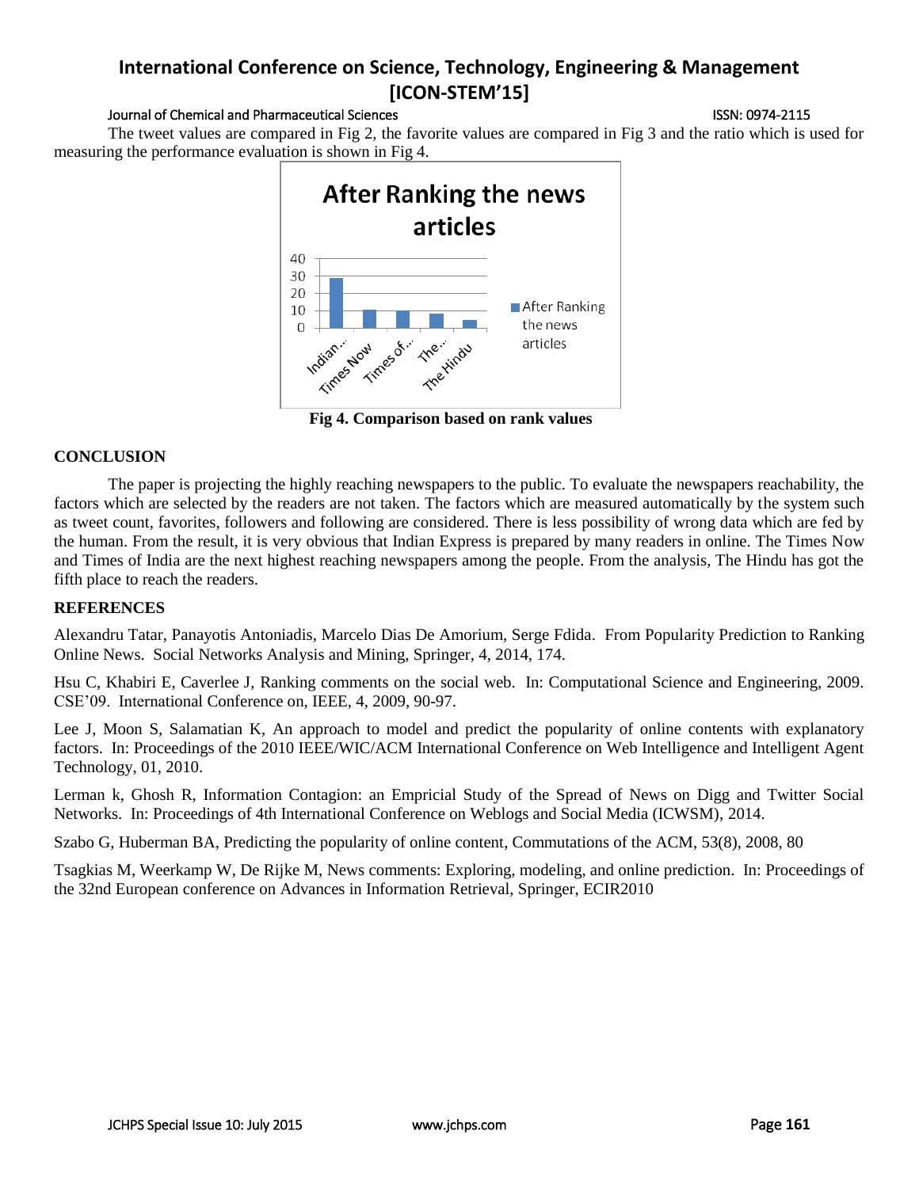The tweet values are compared in Fig 2, the favorite values are compared in Fig 3 and the ratio which is used for measuring the performance evaluation is shown in Fig 4.

After Ranking the news articles

40
30
20
10
0

Indian... Times Now Times of... The... The Hindu

After Ranking the news articles

**Fig 4. Comparison based on rank values**

## CONCLUSION

The paper is projecting the highly reaching newspapers to the public. To evaluate the newspapers reachability, the factors which are selected by the readers are not taken. The factors which are measured automatically by the system such as tweet count, favorites, followers and following are considered. There is less possibility of wrong data which are fed by the human. From the result, it is very obvious that Indian Express is prepared by many readers in online. The Times Now and Times of India are the next highest reaching newspapers among the people. From the analysis, The Hindu has got the fifth place to reach the readers.

## REFERENCES

Alexandru Tatar, Panayotis Antoniadis, Marcelo Dias De Amorium, Serge Fdida. From Popularity Prediction to Ranking Online News. Social Networks Analysis and Mining, Springer, 4, 2014, 174.

Hsu C, Khabiri E, Caverlee J, Ranking comments on the social web. In: Computational Science and Engineering, 2009. CSE'09. International Conference on, IEEE, 4, 2009, 90-97.

Lee J, Moon S, Salamatian K, An approach to model and predict the popularity of online contents with explanatory factors. In: Proceedings of the 2010 IEEE/WIC/ACM International Conference on Web Intelligence and Intelligent Agent Technology, 01, 2010.

Lerman k, Ghosh R, Information Contagion: an Empricial Study of the Spread of News on Digg and Twitter Social Networks. In: Proceedings of 4th International Conference on Weblogs and Social Media (ICWSM), 2014.

Szabo G, Huberman BA, Predicting the popularity of online content, Commutations of the ACM, 53(8), 2008, 80

Tsagkias M, Weerkamp W, De Rijke M, News comments: Exploring, modeling, and online prediction. In: Proceedings of the 32nd European conference on Advances in Information Retrieval, Springer, ECIR2010